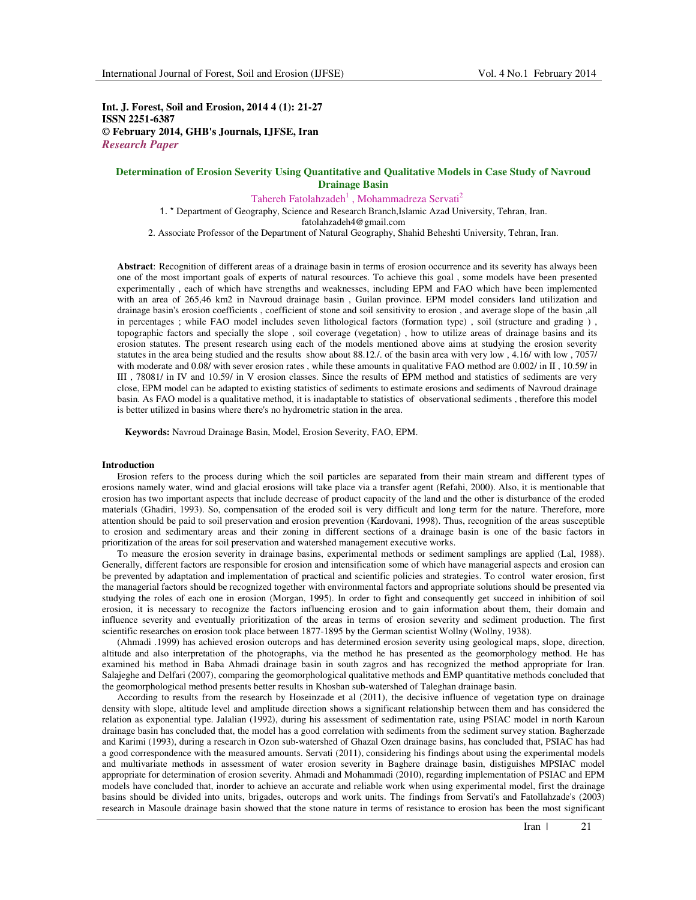**Int. J. Forest, Soil and Erosion, 2014 4 (1): 21-27**
**ISSN 2251-6387**
**© February 2014, GHB's Journals, IJFSE, Iran**
***Research Paper***

# Determination of Erosion Severity Using Quantitative and Qualitative Models in Case Study of Navroud Drainage Basin

Tahereh Fatolahzadeh[1] , Mohammadreza Servati[2]

1. * Department of Geography, Science and Research Branch,Islamic Azad University, Tehran, Iran.
fatolahzadeh4@gmail.com

2. Associate Professor of the Department of Natural Geography, Shahid Beheshti University, Tehran, Iran.

**Abstract**: Recognition of different areas of a drainage basin in terms of erosion occurrence and its severity has always been one of the most important goals of experts of natural resources. To achieve this goal , some models have been presented experimentally , each of which have strengths and weaknesses, including EPM and FAO which have been implemented with an area of 265,46 km2 in Navroud drainage basin , Guilan province. EPM model considers land utilization and drainage basin's erosion coefficients , coefficient of stone and soil sensitivity to erosion , and average slope of the basin ,all in percentages ; while FAO model includes seven lithological factors (formation type) , soil (structure and grading ) , topographic factors and specially the slope , soil coverage (vegetation) , how to utilize areas of drainage basins and its erosion statutes. The present research using each of the models mentioned above aims at studying the erosion severity statutes in the area being studied and the results show about 88.12./. of the basin area with very low , 4.16/ with low , 7057/ with moderate and 0.08/ with sever erosion rates , while these amounts in qualitative FAO method are 0.002/ in II , 10.59/ in III , 78081/ in IV and 10.59/ in V erosion classes. Since the results of EPM method and statistics of sediments are very close, EPM model can be adapted to existing statistics of sediments to estimate erosions and sediments of Navroud drainage basin. As FAO model is a qualitative method, it is inadaptable to statistics of observational sediments , therefore this model is better utilized in basins where there's no hydrometric station in the area.

**Keywords:** Navroud Drainage Basin, Model, Erosion Severity, FAO, EPM.

## Introduction

Erosion refers to the process during which the soil particles are separated from their main stream and different types of erosions namely water, wind and glacial erosions will take place via a transfer agent (Refahi, 2000). Also, it is mentionable that erosion has two important aspects that include decrease of product capacity of the land and the other is disturbance of the eroded materials (Ghadiri, 1993). So, compensation of the eroded soil is very difficult and long term for the nature. Therefore, more attention should be paid to soil preservation and erosion prevention (Kardovani, 1998). Thus, recognition of the areas susceptible to erosion and sedimentary areas and their zoning in different sections of a drainage basin is one of the basic factors in prioritization of the areas for soil preservation and watershed management executive works.

To measure the erosion severity in drainage basins, experimental methods or sediment samplings are applied (Lal, 1988). Generally, different factors are responsible for erosion and intensification some of which have managerial aspects and erosion can be prevented by adaptation and implementation of practical and scientific policies and strategies. To control water erosion, first the managerial factors should be recognized together with environmental factors and appropriate solutions should be presented via studying the roles of each one in erosion (Morgan, 1995). In order to fight and consequently get succeed in inhibition of soil erosion, it is necessary to recognize the factors influencing erosion and to gain information about them, their domain and influence severity and eventually prioritization of the areas in terms of erosion severity and sediment production. The first scientific researches on erosion took place between 1877-1895 by the German scientist Wollny (Wollny, 1938).

(Ahmadi .1999) has achieved erosion outcrops and has determined erosion severity using geological maps, slope, direction, altitude and also interpretation of the photographs, via the method he has presented as the geomorphology method. He has examined his method in Baba Ahmadi drainage basin in south zagros and has recognized the method appropriate for Iran. Salajeghe and Delfari (2007), comparing the geomorphological qualitative methods and EMP quantitative methods concluded that the geomorphological method presents better results in Khosban sub-watershed of Taleghan drainage basin.

According to results from the research by Hoseinzade et al (2011), the decisive influence of vegetation type on drainage density with slope, altitude level and amplitude direction shows a significant relationship between them and has considered the relation as exponential type. Jalalian (1992), during his assessment of sedimentation rate, using PSIAC model in north Karoun drainage basin has concluded that, the model has a good correlation with sediments from the sediment survey station. Bagherzade and Karimi (1993), during a research in Ozon sub-watershed of Ghazal Ozen drainage basins, has concluded that, PSIAC has had a good correspondence with the measured amounts. Servati (2011), considering his findings about using the experimental models and multivariate methods in assessment of water erosion severity in Baghere drainage basin, distiguishes MPSIAC model appropriate for determination of erosion severity. Ahmadi and Mohammadi (2010), regarding implementation of PSIAC and EPM models have concluded that, inorder to achieve an accurate and reliable work when using experimental model, first the drainage basins should be divided into units, brigades, outcrops and work units. The findings from Servati's and Fatollahzade's (2003) research in Masoule drainage basin showed that the stone nature in terms of resistance to erosion has been the most significant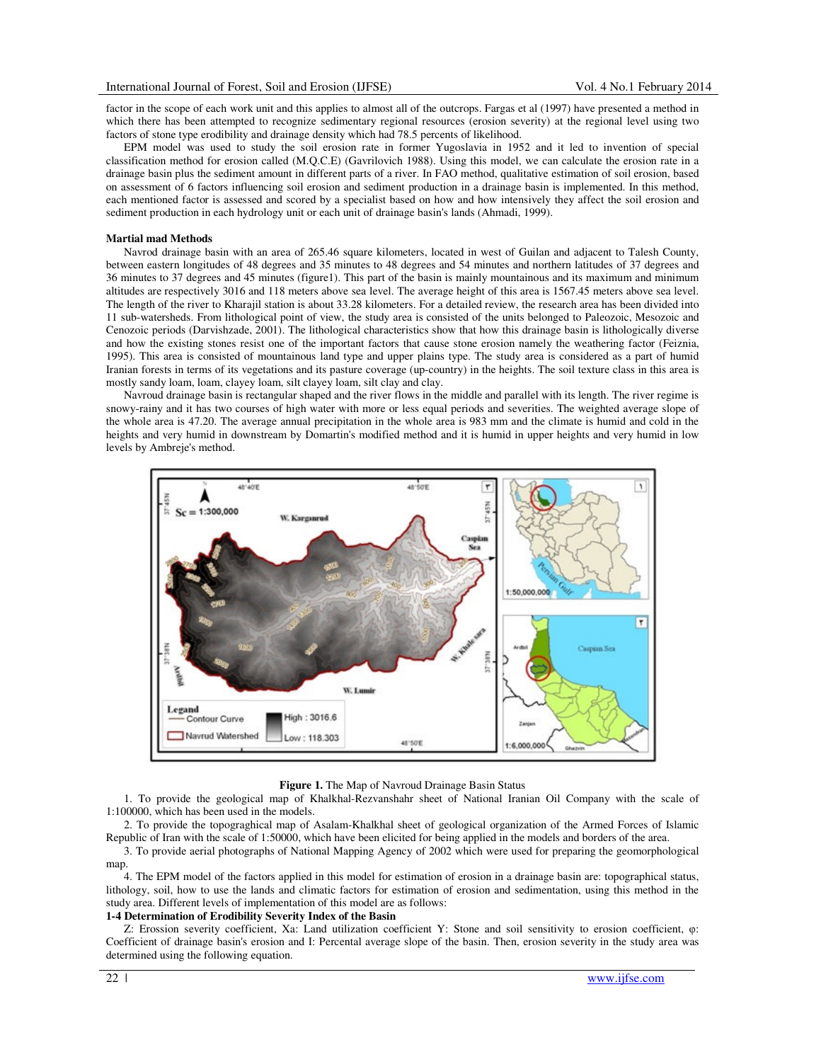factor in the scope of each work unit and this applies to almost all of the outcrops. Fargas et al (1997) have presented a method in which there has been attempted to recognize sedimentary regional resources (erosion severity) at the regional level using two factors of stone type erodibility and drainage density which had 78.5 percents of likelihood.

EPM model was used to study the soil erosion rate in former Yugoslavia in 1952 and it led to invention of special classification method for erosion called (M.Q.C.E) (Gavrilovich 1988). Using this model, we can calculate the erosion rate in a drainage basin plus the sediment amount in different parts of a river. In FAO method, qualitative estimation of soil erosion, based on assessment of 6 factors influencing soil erosion and sediment production in a drainage basin is implemented. In this method, each mentioned factor is assessed and scored by a specialist based on how and how intensively they affect the soil erosion and sediment production in each hydrology unit or each unit of drainage basin's lands (Ahmadi, 1999).

**Martial mad Methods**

Navrod drainage basin with an area of 265.46 square kilometers, located in west of Guilan and adjacent to Talesh County, between eastern longitudes of 48 degrees and 35 minutes to 48 degrees and 54 minutes and northern latitudes of 37 degrees and 36 minutes to 37 degrees and 45 minutes (figure1). This part of the basin is mainly mountainous and its maximum and minimum altitudes are respectively 3016 and 118 meters above sea level. The average height of this area is 1567.45 meters above sea level. The length of the river to Kharajil station is about 33.28 kilometers. For a detailed review, the research area has been divided into 11 sub-watersheds. From lithological point of view, the study area is consisted of the units belonged to Paleozoic, Mesozoic and Cenozoic periods (Darvishzade, 2001). The lithological characteristics show that how this drainage basin is lithologically diverse and how the existing stones resist one of the important factors that cause stone erosion namely the weathering factor (Feiznia, 1995). This area is consisted of mountainous land type and upper plains type. The study area is considered as a part of humid Iranian forests in terms of its vegetations and its pasture coverage (up-country) in the heights. The soil texture class in this area is mostly sandy loam, loam, clayey loam, silt clayey loam, silt clay and clay.

Navroud drainage basin is rectangular shaped and the river flows in the middle and parallel with its length. The river regime is snowy-rainy and it has two courses of high water with more or less equal periods and severities. The weighted average slope of the whole area is 47.20. The average annual precipitation in the whole area is 983 mm and the climate is humid and cold in the heights and very humid in downstream by Domartin's modified method and it is humid in upper heights and very humid in low levels by Ambreje's method.

**Figure 1.** The Map of Navroud Drainage Basin Status

1. To provide the geological map of Khalkhal-Rezvanshahr sheet of National Iranian Oil Company with the scale of 1:100000, which has been used in the models.
2. To provide the topograghical map of Asalam-Khalkhal sheet of geological organization of the Armed Forces of Islamic Republic of Iran with the scale of 1:50000, which have been elicited for being applied in the models and borders of the area.
3. To provide aerial photographs of National Mapping Agency of 2002 which were used for preparing the geomorphological map.
4. The EPM model of the factors applied in this model for estimation of erosion in a drainage basin are: topographical status, lithology, soil, how to use the lands and climatic factors for estimation of erosion and sedimentation, using this method in the study area. Different levels of implementation of this model are as follows:

**1-4 Determination of Erodibility Severity Index of the Basin**

Z: Erossion severity coefficient, Xa: Land utilization coefficient Y: Stone and soil sensitivity to erosion coefficient, φ: Coefficient of drainage basin's erosion and I: Percental average slope of the basin. Then, erosion severity in the study area was determined using the following equation.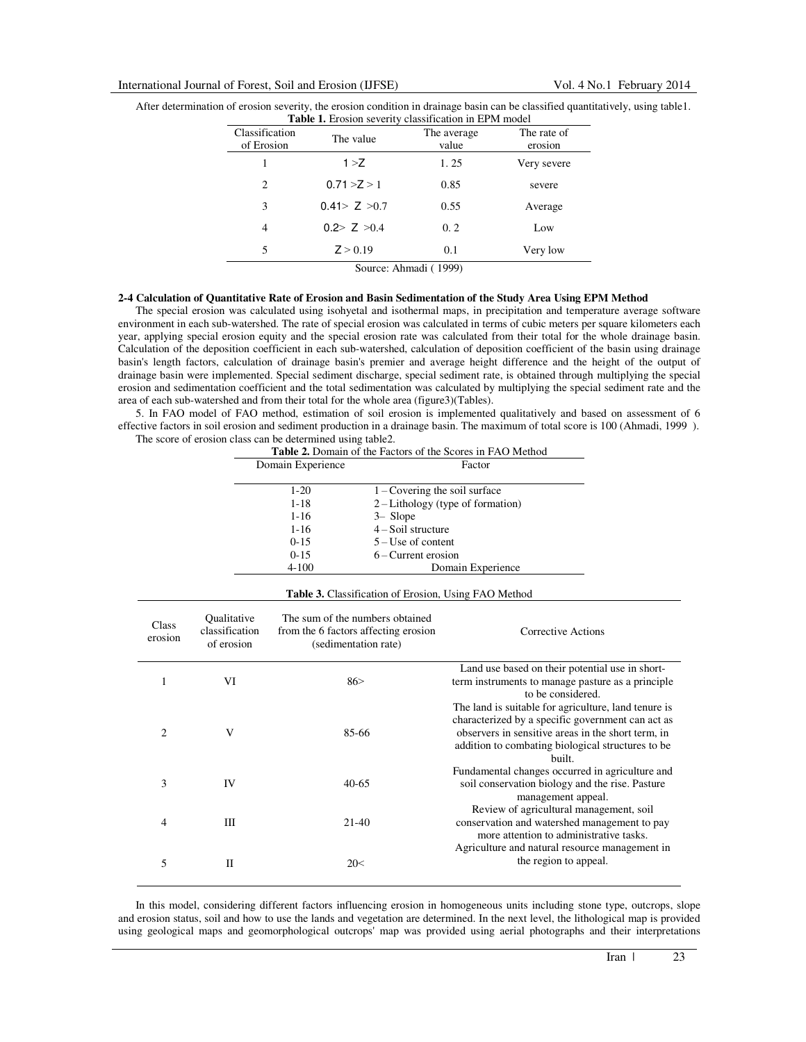After determination of erosion severity, the erosion condition in drainage basin can be classified quantitatively, using table1.

**Table 1.** Erosion severity classification in EPM model

| Classification of Erosion | The value | The average value | The rate of erosion |
|---|---|---|---|
| 1 | $1 > Z$ | 1. 25 | Very severe |
| 2 | $0.71 > Z > 1$ | 0.85 | severe |
| 3 | $0.41 > Z > 0.7$ | 0.55 | Average |
| 4 | $0.2 > Z > 0.4$ | 0. 2 | Low |
| 5 | $Z > 0.19$ | 0.1 | Very low |

Source: Ahmadi ( 1999)

**2-4 Calculation of Quantitative Rate of Erosion and Basin Sedimentation of the Study Area Using EPM Method**

The special erosion was calculated using isohyetal and isothermal maps, in precipitation and temperature average software environment in each sub-watershed. The rate of special erosion was calculated in terms of cubic meters per square kilometers each year, applying special erosion equity and the special erosion rate was calculated from their total for the whole drainage basin. Calculation of the deposition coefficient in each sub-watershed, calculation of deposition coefficient of the basin using drainage basin's length factors, calculation of drainage basin's premier and average height difference and the height of the output of drainage basin were implemented. Special sediment discharge, special sediment rate, is obtained through multiplying the special erosion and sedimentation coefficient and the total sedimentation was calculated by multiplying the special sediment rate and the area of each sub-watershed and from their total for the whole area (figure3)(Tables).

5. In FAO model of FAO method, estimation of soil erosion is implemented qualitatively and based on assessment of 6 effective factors in soil erosion and sediment production in a drainage basin. The maximum of total score is 100 (Ahmadi, 1999 ).

The score of erosion class can be determined using table2.

**Table 2.** Domain of the Factors of the Scores in FAO Method

| Domain Experience | Factor |
|---|---|
| 1-20 | 1 – Covering the soil surface |
| 1-18 | 2 – Lithology (type of formation) |
| 1-16 | 3– Slope |
| 1-16 | 4 – Soil structure |
| 0-15 | 5 – Use of content |
| 0-15 | 6 – Current erosion |
| 4-100 | Domain Experience |

**Table 3.** Classification of Erosion, Using FAO Method

| Class erosion | Qualitative classification of erosion | The sum of the numbers obtained from the 6 factors affecting erosion (sedimentation rate) | Corrective Actions |
|---|---|---|---|
| 1 | VI | 86> | Land use based on their potential use in short-term instruments to manage pasture as a principle to be considered. |
| 2 | V | 85-66 | The land is suitable for agriculture, land tenure is characterized by a specific government can act as observers in sensitive areas in the short term, in addition to combating biological structures to be built. |
| 3 | IV | 40-65 | Fundamental changes occurred in agriculture and soil conservation biology and the rise. Pasture management appeal. |
| 4 | III | 21-40 | Review of agricultural management, soil conservation and watershed management to pay more attention to administrative tasks. |
| 5 | II | 20< | Agriculture and natural resource management in the region to appeal. |

In this model, considering different factors influencing erosion in homogeneous units including stone type, outcrops, slope and erosion status, soil and how to use the lands and vegetation are determined. In the next level, the lithological map is provided using geological maps and geomorphological outcrops' map was provided using aerial photographs and their interpretations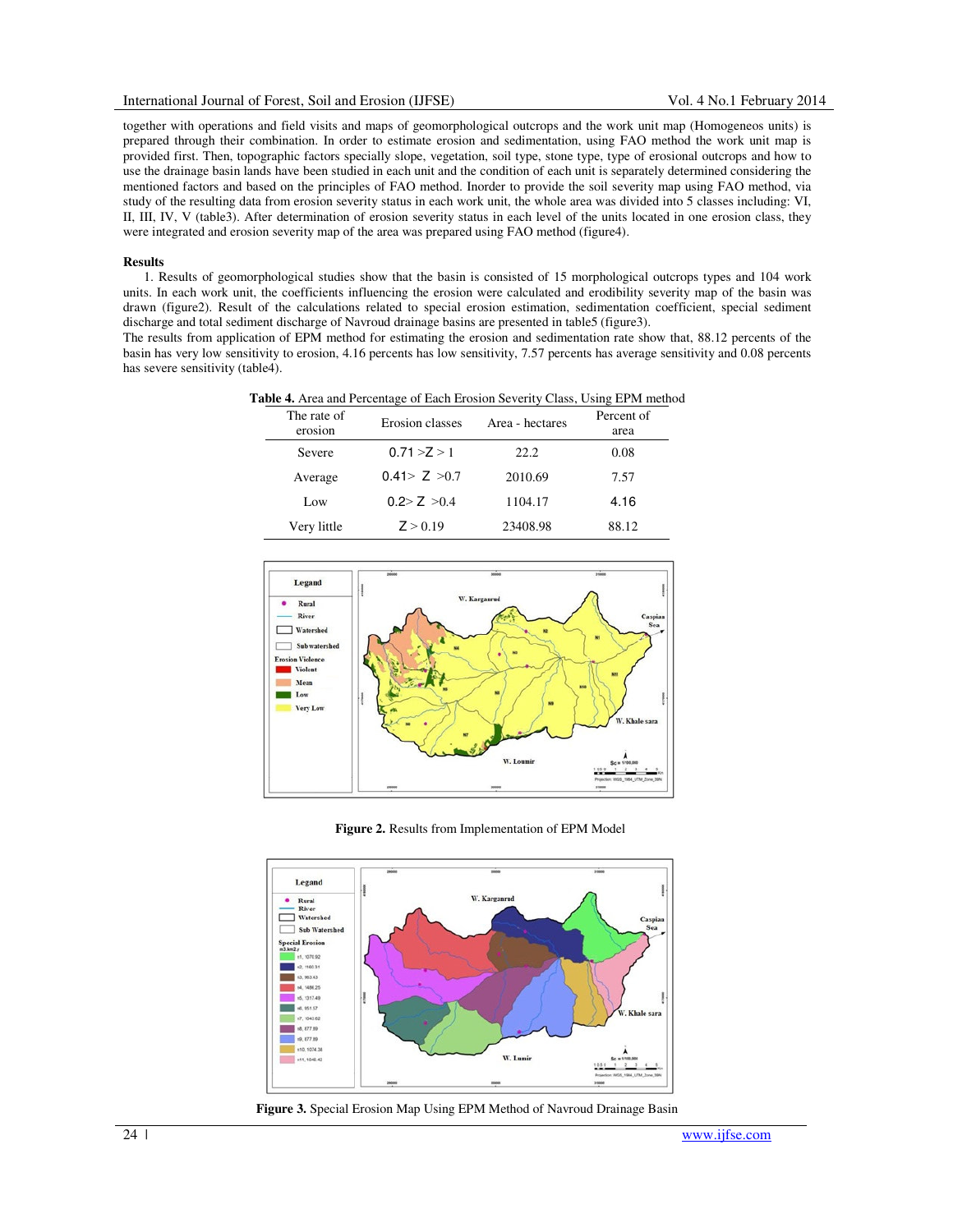together with operations and field visits and maps of geomorphological outcrops and the work unit map (Homogeneos units) is prepared through their combination. In order to estimate erosion and sedimentation, using FAO method the work unit map is provided first. Then, topographic factors specially slope, vegetation, soil type, stone type, type of erosional outcrops and how to use the drainage basin lands have been studied in each unit and the condition of each unit is separately determined considering the mentioned factors and based on the principles of FAO method. Inorder to provide the soil severity map using FAO method, via study of the resulting data from erosion severity status in each work unit, the whole area was divided into 5 classes including: VI, II, III, IV, V (table3). After determination of erosion severity status in each level of the units located in one erosion class, they were integrated and erosion severity map of the area was prepared using FAO method (figure4).

**Results**

1. Results of geomorphological studies show that the basin is consisted of 15 morphological outcrops types and 104 work units. In each work unit, the coefficients influencing the erosion were calculated and erodibility severity map of the basin was drawn (figure2). Result of the calculations related to special erosion estimation, sedimentation coefficient, special sediment discharge and total sediment discharge of Navroud drainage basins are presented in table5 (figure3).

The results from application of EPM method for estimating the erosion and sedimentation rate show that, 88.12 percents of the basin has very low sensitivity to erosion, 4.16 percents has low sensitivity, 7.57 percents has average sensitivity and 0.08 percents has severe sensitivity (table4).

**Table 4.** Area and Percentage of Each Erosion Severity Class, Using EPM method

| The rate of erosion | Erosion classes | Area - hectares | Percent of area |
|---|---|---|---|
| Severe | $0.71 > Z > 1$ | 22.2 | 0.08 |
| Average | $0.41 > Z > 0.7$ | 2010.69 | 7.57 |
| Low | $0.2 > Z > 0.4$ | 1104.17 | 4.16 |
| Very little | $Z > 0.19$ | 23408.98 | 88.12 |

**Figure 2.** Results from Implementation of EPM Model

**Figure 3.** Special Erosion Map Using EPM Method of Navroud Drainage Basin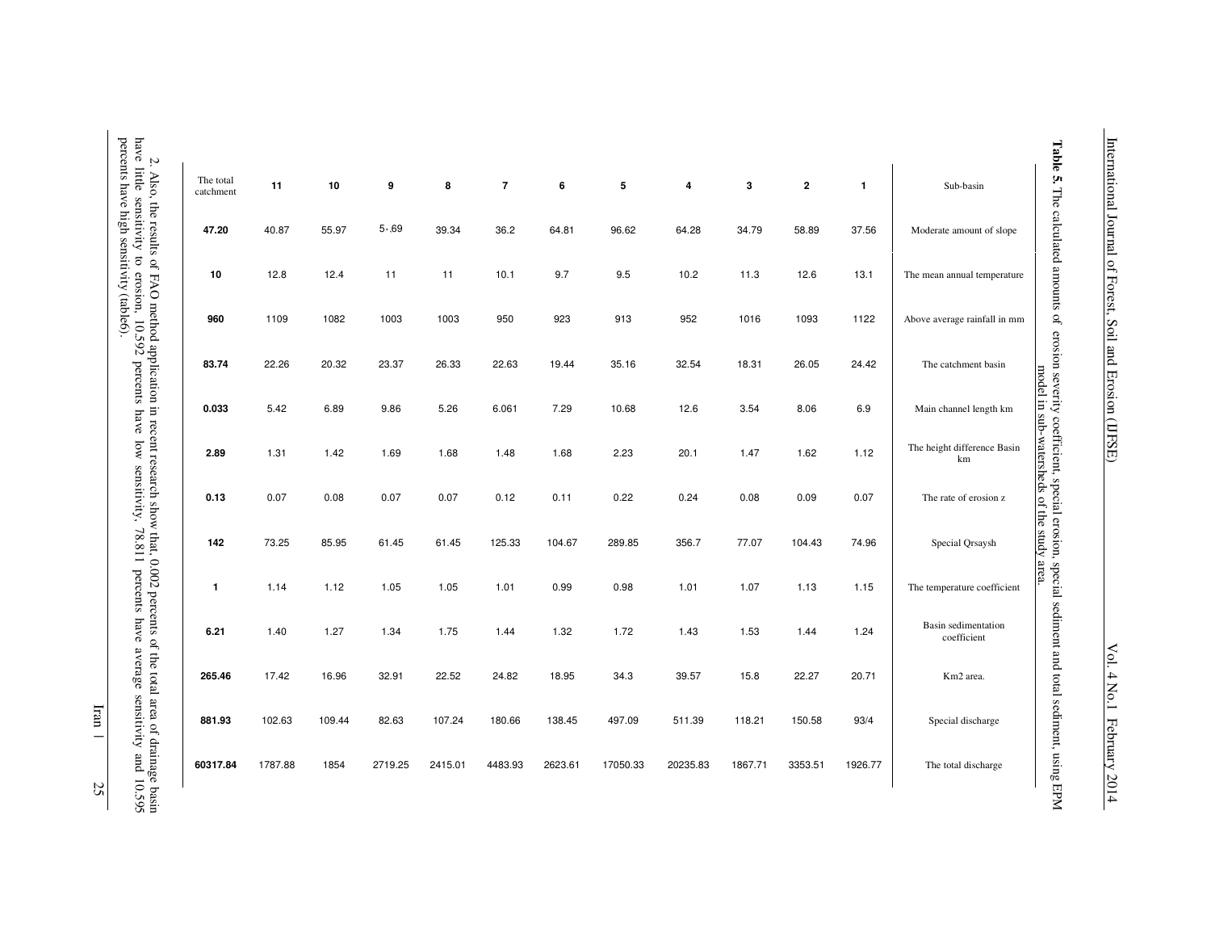**Table 5.** The calculated amounts of erosion severity coefficient, special erosion, special sediment and total sediment, using EPM model in sub-watersheds of the study area.

| Sub-basin | Moderate amount of slope | The mean annual temperature | Above average rainfall in mm | The catchment basin | Main channel length km | The height difference Basin km | The rate of erosion z | Special Qrsaysh | The temperature coefficient | Basin sedimentation coefficient | Km2 area. | Special discharge | The total discharge |
|---|---|---|---|---|---|---|---|---|---|---|---|---|---|
| 1 | 37.56 | 13.1 | 1122 | 24.42 | 6.9 | 1.12 | 0.07 | 74.96 | 1.15 | 1.24 | 20.71 | 93/4 | 1926.77 |
| 2 | 58.89 | 12.6 | 1093 | 26.05 | 8.06 | 1.62 | 0.09 | 104.43 | 1.13 | 1.44 | 22.27 | 150.58 | 3353.51 |
| 3 | 34.79 | 11.3 | 1016 | 18.31 | 3.54 | 1.47 | 0.08 | 77.07 | 1.07 | 1.53 | 15.8 | 118.21 | 1867.71 |
| 4 | 64.28 | 10.2 | 952 | 32.54 | 12.6 | 20.1 | 0.24 | 356.7 | 1.01 | 1.43 | 39.57 | 511.39 | 20235.83 |
| 5 | 96.62 | 9.5 | 913 | 35.16 | 10.68 | 2.23 | 0.22 | 289.85 | 0.98 | 1.72 | 34.3 | 497.09 | 17050.33 |
| 6 | 64.81 | 9.7 | 923 | 19.44 | 7.29 | 1.68 | 0.11 | 104.67 | 0.99 | 1.32 | 18.95 | 138.45 | 2623.61 |
| 7 | 36.2 | 10.1 | 950 | 22.63 | 6.061 | 1.48 | 0.12 | 125.33 | 1.01 | 1.44 | 24.82 | 180.66 | 4483.93 |
| 8 | 39.34 | 11 | 1003 | 26.33 | 5.26 | 1.68 | 0.07 | 61.45 | 1.05 | 1.75 | 22.52 | 107.24 | 2415.01 |
| 9 | 5.,69 | 11 | 1003 | 23.37 | 9.86 | 1.69 | 0.07 | 61.45 | 1.05 | 1.34 | 32.91 | 82.63 | 2719.25 |
| 10 | 55.97 | 12.4 | 1082 | 20.32 | 6.89 | 1.42 | 0.08 | 85.95 | 1.12 | 1.27 | 16.96 | 109.44 | 1854 |
| 11 | 40.87 | 12.8 | 1109 | 22.26 | 5.42 | 1.31 | 0.07 | 73.25 | 1.14 | 1.40 | 17.42 | 102.63 | 1787.88 |
| The total catchment | **47.20** | **10** | **960** | **83.74** | **0.033** | **2.89** | **0.13** | **142** | **1** | **6.21** | **265.46** | **881.93** | **60317.84** |

2. Also, the results of FAO method application in recent research show that, 0.002 percents of the total area of drainage basin have little sensitivity to erosion, 10.592 percents have low sensitivity, 78.811 percents have average sensitivity and 10.595 percents have high sensitivity (table6).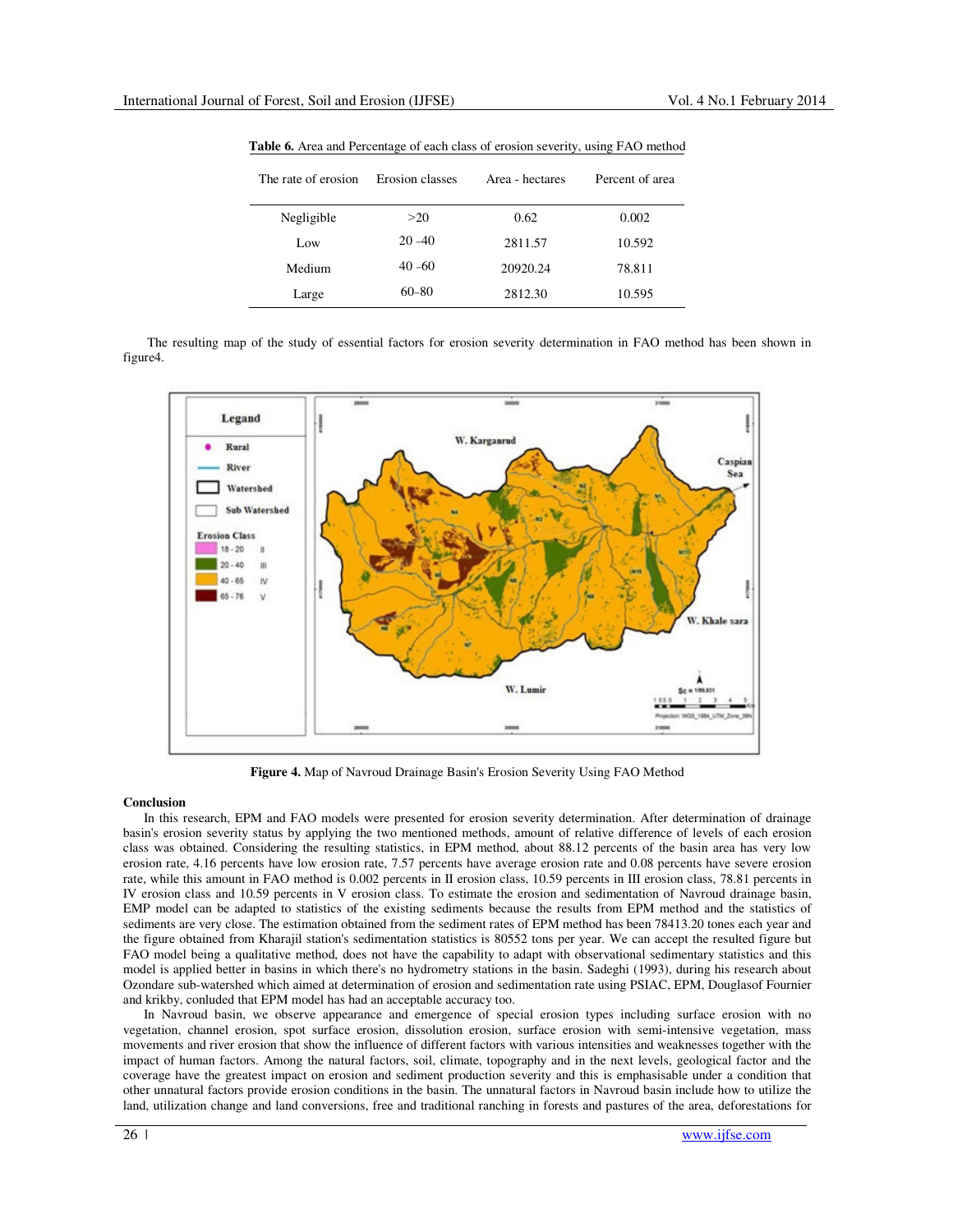**Table 6.** Area and Percentage of each class of erosion severity, using FAO method

| The rate of erosion | Erosion classes | Area - hectares | Percent of area |
|---|---|---|---|
| Negligible | >20 | 0.62 | 0.002 |
| Low | 20 –40 | 2811.57 | 10.592 |
| Medium | 40 –60 | 20920.24 | 78.811 |
| Large | 60–80 | 2812.30 | 10.595 |

The resulting map of the study of essential factors for erosion severity determination in FAO method has been shown in figure4.

**Figure 4.** Map of Navroud Drainage Basin's Erosion Severity Using FAO Method

## Conclusion

In this research, EPM and FAO models were presented for erosion severity determination. After determination of drainage basin's erosion severity status by applying the two mentioned methods, amount of relative difference of levels of each erosion class was obtained. Considering the resulting statistics, in EPM method, about 88.12 percents of the basin area has very low erosion rate, 4.16 percents have low erosion rate, 7.57 percents have average erosion rate and 0.08 percents have severe erosion rate, while this amount in FAO method is 0.002 percents in II erosion class, 10.59 percents in III erosion class, 78.81 percents in IV erosion class and 10.59 percents in V erosion class. To estimate the erosion and sedimentation of Navroud drainage basin, EMP model can be adapted to statistics of the existing sediments because the results from EPM method and the statistics of sediments are very close. The estimation obtained from the sediment rates of EPM method has been 78413.20 tones each year and the figure obtained from Kharajil station's sedimentation statistics is 80552 tons per year. We can accept the resulted figure but FAO model being a qualitative method, does not have the capability to adapt with observational sedimentary statistics and this model is applied better in basins in which there's no hydrometry stations in the basin. Sadeghi (1993), during his research about Ozondare sub-watershed which aimed at determination of erosion and sedimentation rate using PSIAC, EPM, Douglasof Fournier and krikby, conluded that EPM model has had an acceptable accuracy too.

In Navroud basin, we observe appearance and emergence of special erosion types including surface erosion with no vegetation, channel erosion, spot surface erosion, dissolution erosion, surface erosion with semi-intensive vegetation, mass movements and river erosion that show the influence of different factors with various intensities and weaknesses together with the impact of human factors. Among the natural factors, soil, climate, topography and in the next levels, geological factor and the coverage have the greatest impact on erosion and sediment production severity and this is emphasisable under a condition that other unnatural factors provide erosion conditions in the basin. The unnatural factors in Navroud basin include how to utilize the land, utilization change and land conversions, free and traditional ranching in forests and pastures of the area, deforestations for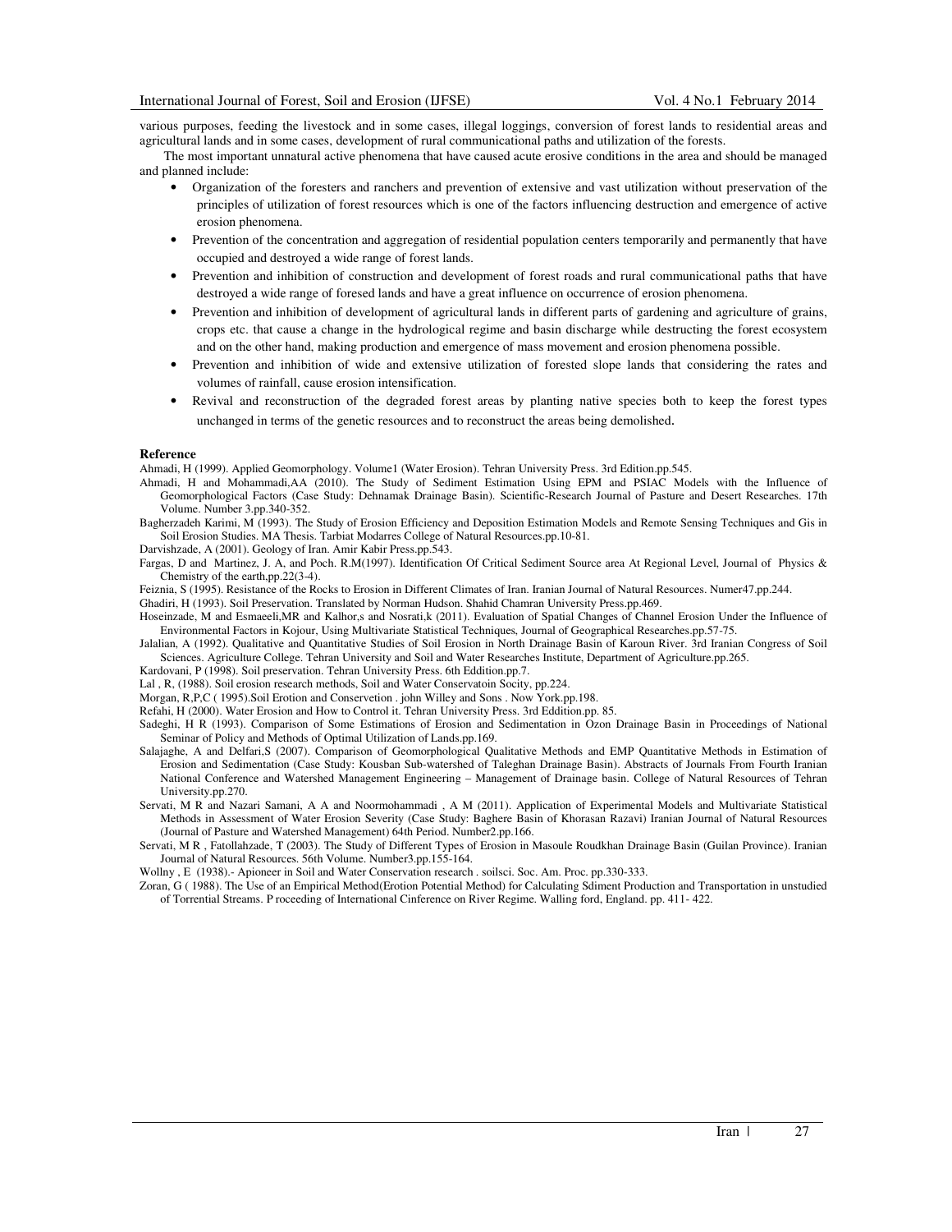various purposes, feeding the livestock and in some cases, illegal loggings, conversion of forest lands to residential areas and agricultural lands and in some cases, development of rural communicational paths and utilization of the forests.

The most important unnatural active phenomena that have caused acute erosive conditions in the area and should be managed and planned include:

- Organization of the foresters and ranchers and prevention of extensive and vast utilization without preservation of the principles of utilization of forest resources which is one of the factors influencing destruction and emergence of active erosion phenomena.
- Prevention of the concentration and aggregation of residential population centers temporarily and permanently that have occupied and destroyed a wide range of forest lands.
- Prevention and inhibition of construction and development of forest roads and rural communicational paths that have destroyed a wide range of foresed lands and have a great influence on occurrence of erosion phenomena.
- Prevention and inhibition of development of agricultural lands in different parts of gardening and agriculture of grains, crops etc. that cause a change in the hydrological regime and basin discharge while destructing the forest ecosystem and on the other hand, making production and emergence of mass movement and erosion phenomena possible.
- Prevention and inhibition of wide and extensive utilization of forested slope lands that considering the rates and volumes of rainfall, cause erosion intensification.
- Revival and reconstruction of the degraded forest areas by planting native species both to keep the forest types unchanged in terms of the genetic resources and to reconstruct the areas being demolished.

## Reference

Ahmadi, H (1999). Applied Geomorphology. Volume1 (Water Erosion). Tehran University Press. 3rd Edition.pp.545.

Ahmadi, H and Mohammadi,AA (2010). The Study of Sediment Estimation Using EPM and PSIAC Models with the Influence of Geomorphological Factors (Case Study: Dehnamak Drainage Basin). Scientific-Research Journal of Pasture and Desert Researches. 17th Volume. Number 3.pp.340-352.

Bagherzadeh Karimi, M (1993). The Study of Erosion Efficiency and Deposition Estimation Models and Remote Sensing Techniques and Gis in Soil Erosion Studies. MA Thesis. Tarbiat Modarres College of Natural Resources.pp.10-81.

Darvishzade, A (2001). Geology of Iran. Amir Kabir Press.pp.543.

Fargas, D and Martinez, J. A, and Poch. R.M(1997). Identification Of Critical Sediment Source area At Regional Level, Journal of Physics & Chemistry of the earth,pp.22(3-4).

Feiznia, S (1995). Resistance of the Rocks to Erosion in Different Climates of Iran. Iranian Journal of Natural Resources. Numer47.pp.244.

Ghadiri, H (1993). Soil Preservation. Translated by Norman Hudson. Shahid Chamran University Press.pp.469.

Hoseinzade, M and Esmaeeli,MR and Kalhor,s and Nosrati,k (2011). Evaluation of Spatial Changes of Channel Erosion Under the Influence of Environmental Factors in Kojour, Using Multivariate Statistical Techniques, Journal of Geographical Researches.pp.57-75.

Jalalian, A (1992). Qualitative and Quantitative Studies of Soil Erosion in North Drainage Basin of Karoun River. 3rd Iranian Congress of Soil Sciences. Agriculture College. Tehran University and Soil and Water Researches Institute, Department of Agriculture.pp.265.

Kardovani, P (1998). Soil preservation. Tehran University Press. 6th Eddition.pp.7.

Lal , R, (1988). Soil erosion research methods, Soil and Water Conservatoin Socity, pp.224.

Morgan, R,P,C ( 1995).Soil Erotion and Convervetion . john Willey and Sons . Now York.pp.198.

Refahi, H (2000). Water Erosion and How to Control it. Tehran University Press. 3rd Eddition.pp. 85.

Sadeghi, H R (1993). Comparison of Some Estimations of Erosion and Sedimentation in Ozon Drainage Basin in Proceedings of National Seminar of Policy and Methods of Optimal Utilization of Lands.pp.169.

Salajaghe, A and Delfari,S (2007). Comparison of Geomorphological Qualitative Methods and EMP Quantitative Methods in Estimation of Erosion and Sedimentation (Case Study: Kousban Sub-watershed of Taleghan Drainage Basin). Abstracts of Journals From Fourth Iranian National Conference and Watershed Management Engineering – Management of Drainage basin. College of Natural Resources of Tehran University.pp.270.

Servati, M R and Nazari Samani, A A and Noormohammadi , A M (2011). Application of Experimental Models and Multivariate Statistical Methods in Assessment of Water Erosion Severity (Case Study: Baghere Basin of Khorasan Razavi) Iranian Journal of Natural Resources (Journal of Pasture and Watershed Management) 64th Period. Number2.pp.166.

Servati, M R , Fatollahzade, T (2003). The Study of Different Types of Erosion in Masoule Roudkhan Drainage Basin (Guilan Province). Iranian Journal of Natural Resources. 56th Volume. Number3.pp.155-164.

Wollny , E (1938).- Apioneer in Soil and Water Conservation research . soilsci. Soc. Am. Proc. pp.330-333.

Zoran, G ( 1988). The Use of an Empirical Method(Erotion Potential Method) for Calculating Sdiment Production and Transportation in unstudied of Torrential Streams. P roceeding of International Cinference on River Regime. Walling ford, England. pp. 411- 422.